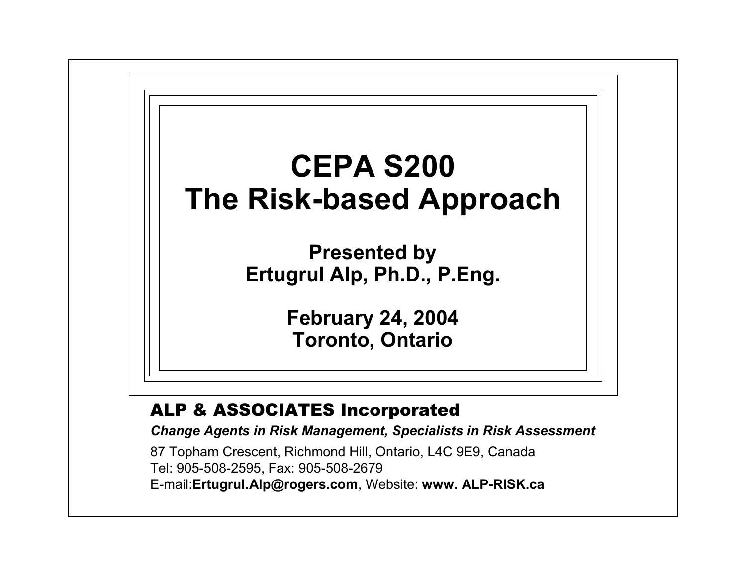# CEPA S200
# The Risk-based Approach

**Presented by**
**Ertugrul Alp, Ph.D., P.Eng.**

**February 24, 2004**
**Toronto, Ontario**

**ALP & ASSOCIATES Incorporated**

***Change Agents in Risk Management, Specialists in Risk Assessment***

87 Topham Crescent, Richmond Hill, Ontario, L4C 9E9, Canada
Tel: 905-508-2595, Fax: 905-508-2679
E-mail:**Ertugrul.Alp@rogers.com**, Website: **www. ALP-RISK.ca**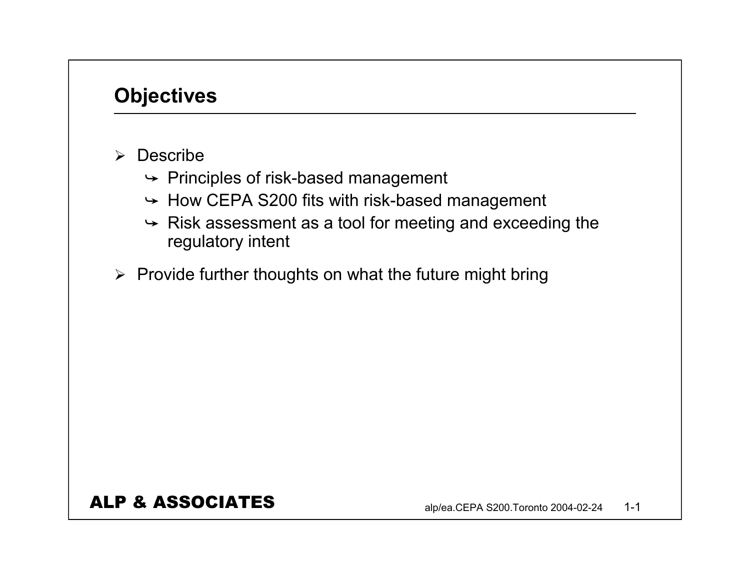## Objectives

- Describe
  - Principles of risk-based management
  - How CEPA S200 fits with risk-based management
  - Risk assessment as a tool for meeting and exceeding the regulatory intent
- Provide further thoughts on what the future might bring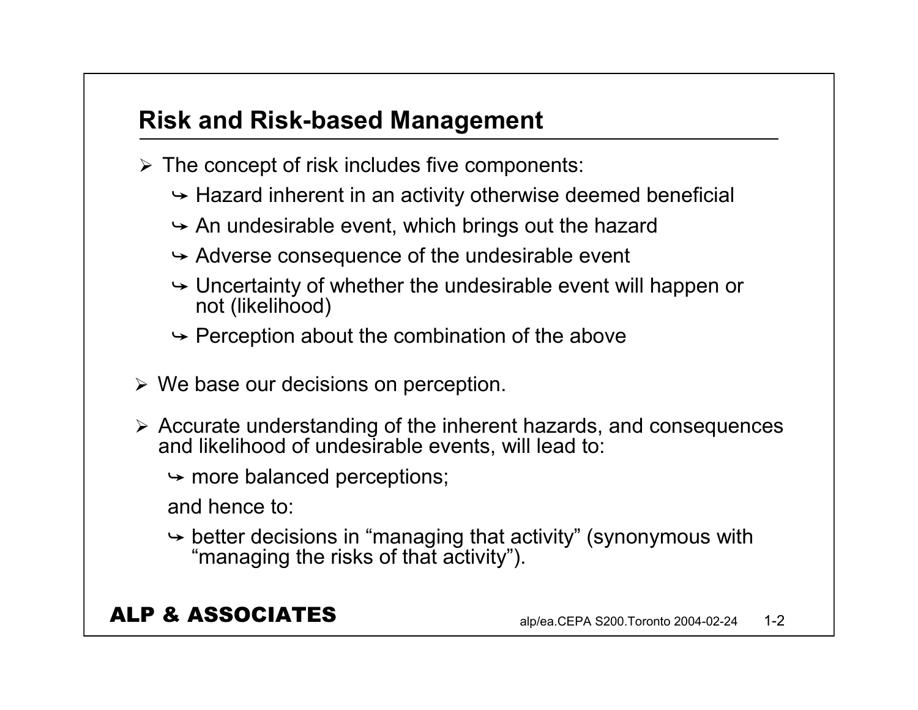## Risk and Risk-based Management

- The concept of risk includes five components:
  - Hazard inherent in an activity otherwise deemed beneficial
  - An undesirable event, which brings out the hazard
  - Adverse consequence of the undesirable event
  - Uncertainty of whether the undesirable event will happen or not (likelihood)
  - Perception about the combination of the above
- We base our decisions on perception.
- Accurate understanding of the inherent hazards, and consequences and likelihood of undesirable events, will lead to:
  - more balanced perceptions;

  and hence to:

  - better decisions in “managing that activity” (synonymous with “managing the risks of that activity”).

**ALP & ASSOCIATES**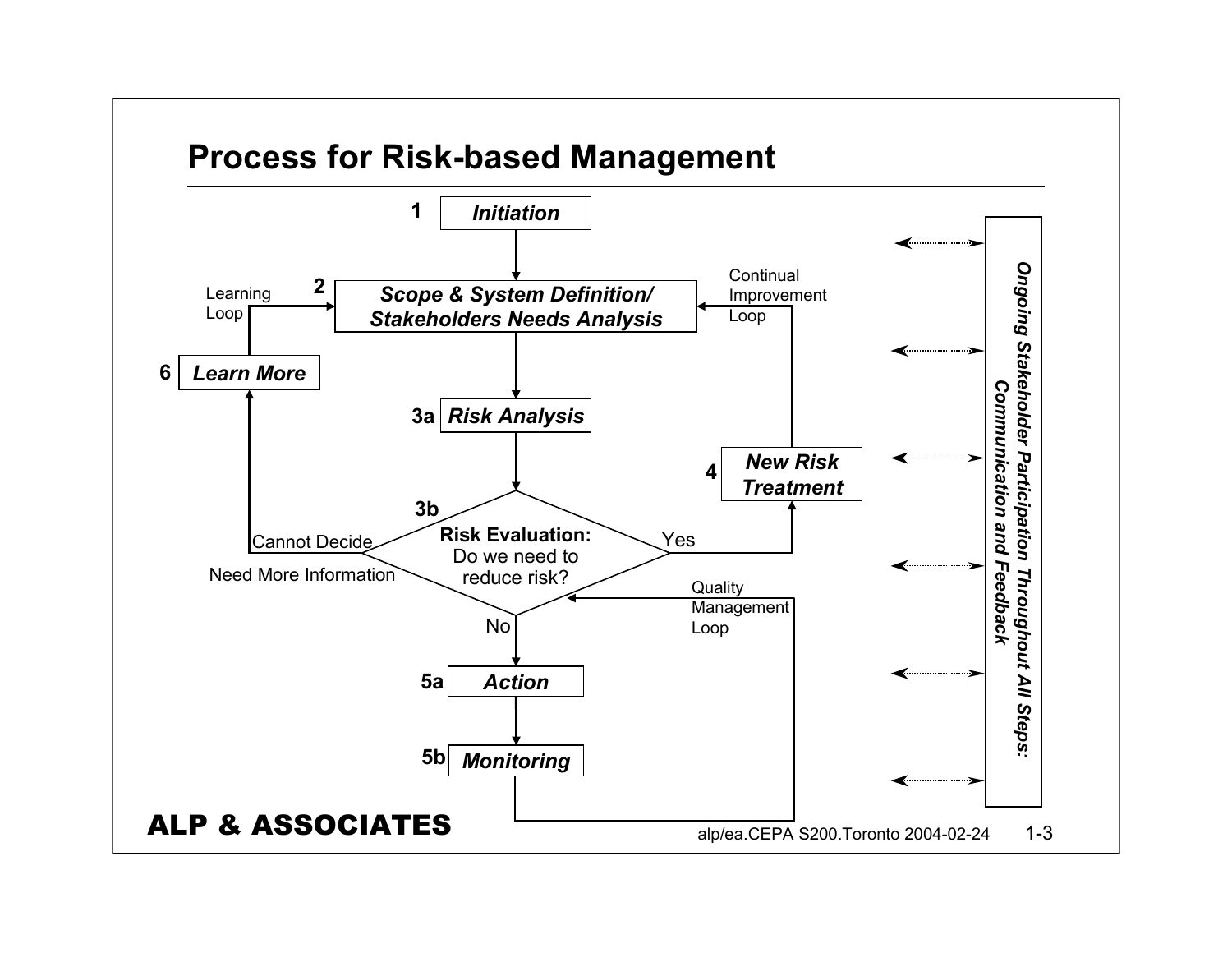# Process for Risk-based Management

1 *Initiation*

2 *Scope & System Definition/ Stakeholders Needs Analysis*

Learning Loop

Continual Improvement Loop

6 *Learn More*

3a *Risk Analysis*

4 *New Risk Treatment*

3b **Risk Evaluation:** Do we need to reduce risk?

Cannot Decide

Need More Information

Yes

No

Quality Management Loop

5a *Action*

5b *Monitoring*

*Ongoing Stakeholder Participation Throughout All Steps: Communication and Feedback*

**ALP & ASSOCIATES**

alp/ea.CEPA S200.Toronto 2004-02-24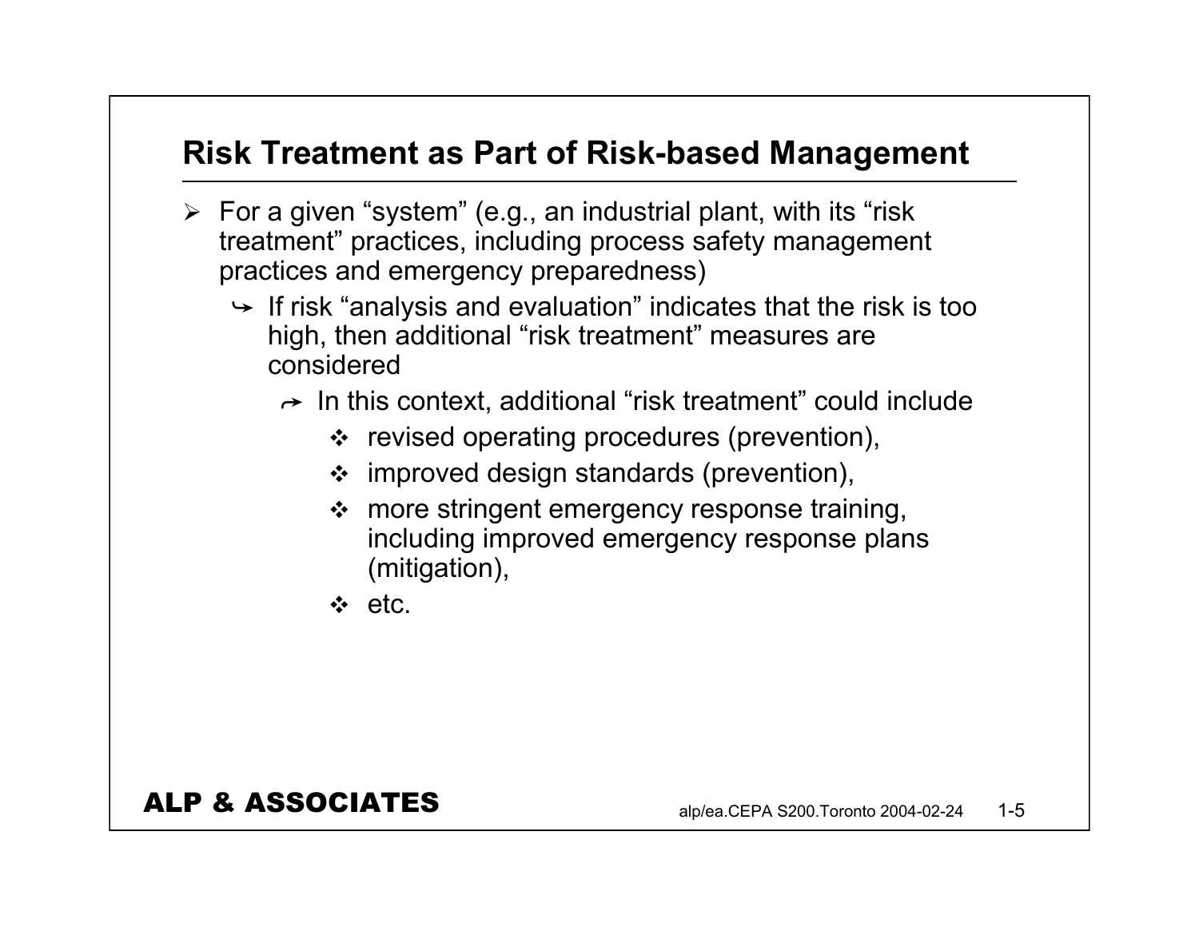## Risk Treatment as Part of Risk-based Management

- For a given "system" (e.g., an industrial plant, with its "risk treatment" practices, including process safety management practices and emergency preparedness)
  - If risk "analysis and evaluation" indicates that the risk is too high, then additional "risk treatment" measures are considered
    - In this context, additional "risk treatment" could include
      - revised operating procedures (prevention),
      - improved design standards (prevention),
      - more stringent emergency response training, including improved emergency response plans (mitigation),
      - etc.

**ALP & ASSOCIATES**

alp/ea.CEPA S200.Toronto 2004-02-24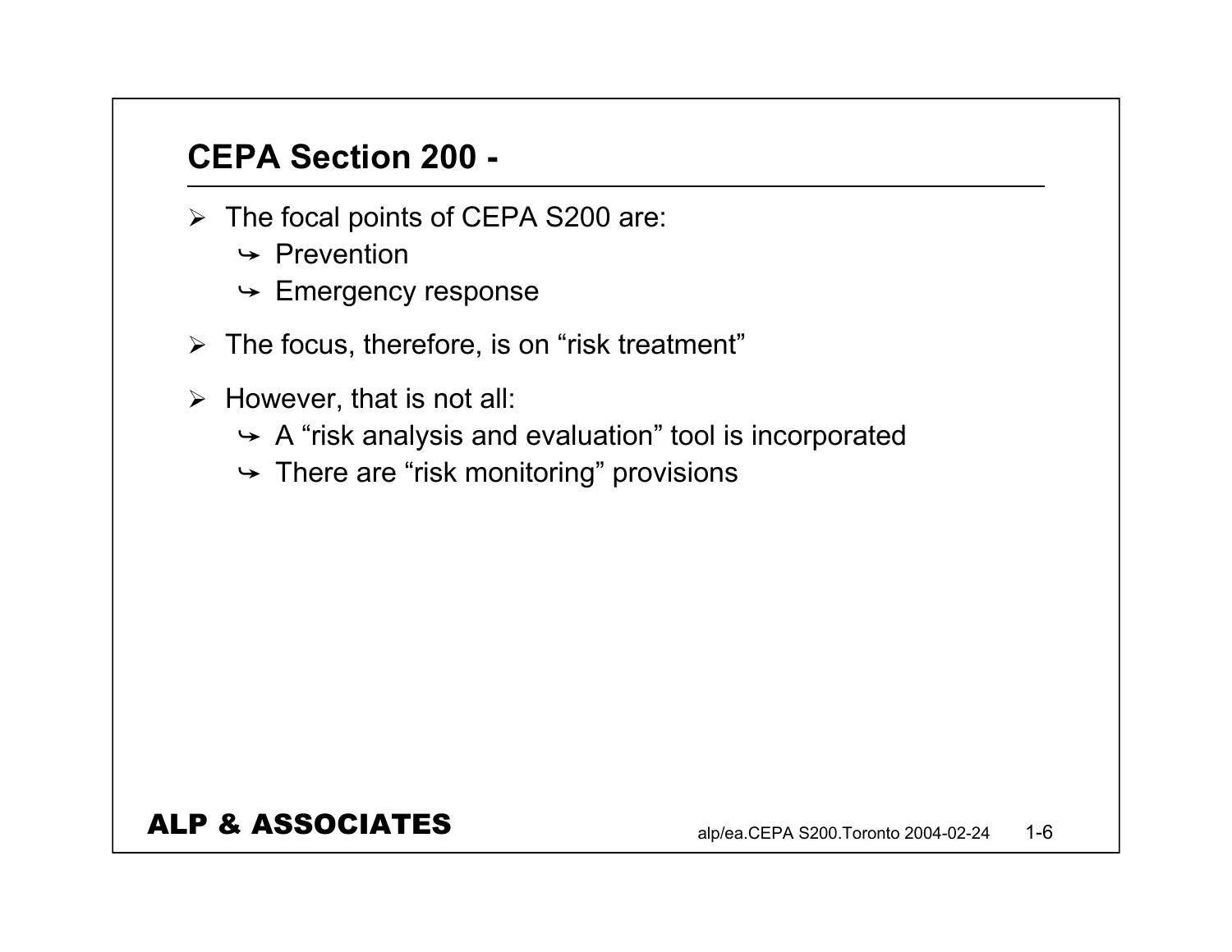## CEPA Section 200 -

- The focal points of CEPA S200 are:
  - Prevention
  - Emergency response
- The focus, therefore, is on “risk treatment”
- However, that is not all:
  - A “risk analysis and evaluation” tool is incorporated
  - There are “risk monitoring” provisions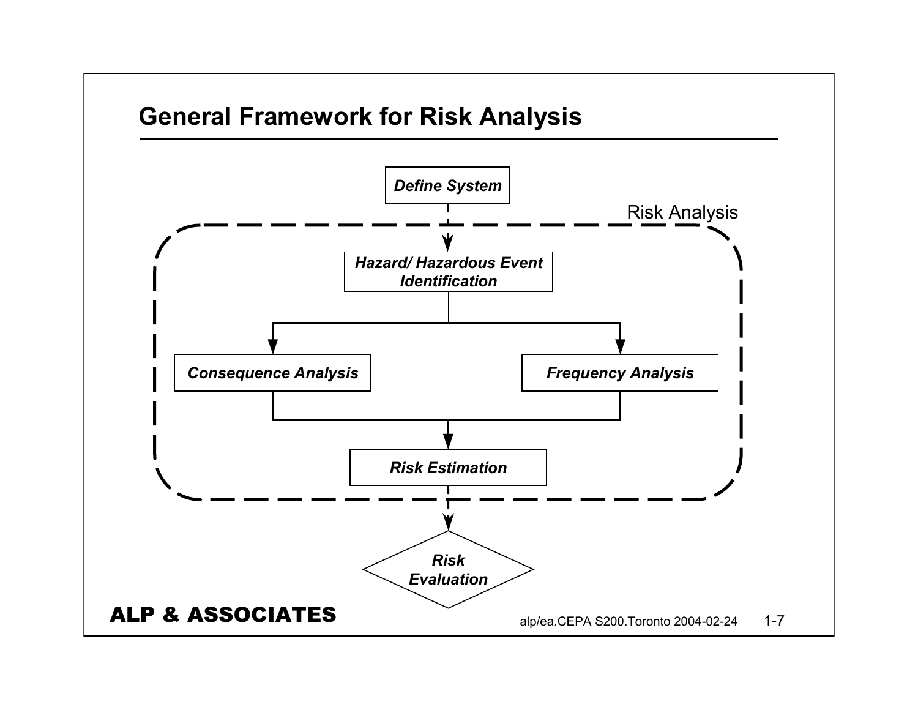# General Framework for Risk Analysis

*Define System*

Risk Analysis

*Hazard/ Hazardous Event Identification*

*Consequence Analysis*

*Frequency Analysis*

*Risk Estimation*

*Risk Evaluation*

**ALP & ASSOCIATES**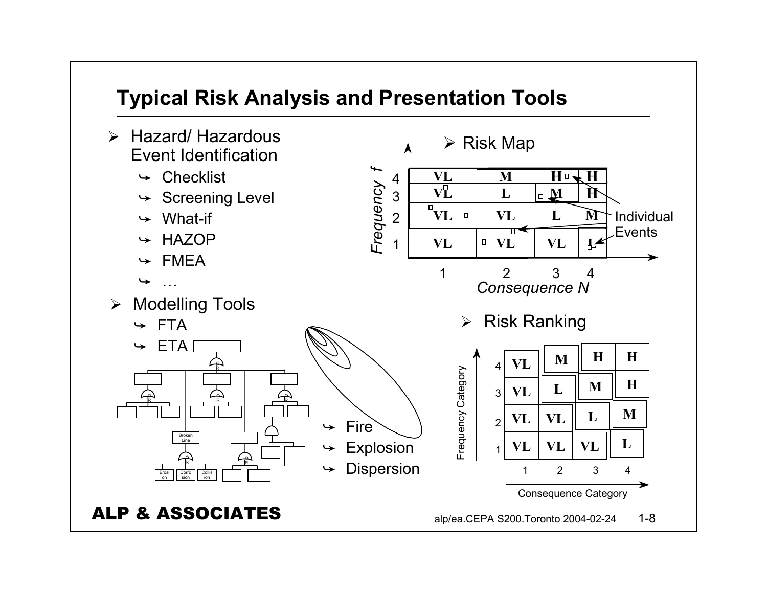## Typical Risk Analysis and Presentation Tools

- Hazard/ Hazardous Event Identification
  - Checklist
  - Screening Level
  - What-if
  - HAZOP
  - FMEA
  - …
- Modelling Tools
  - FTA
  - ETA
  - Fire
  - Explosion
  - Dispersion

- Risk Map

| Frequency *f* | 1 | 2 | 3 | 4 |
|---|---|---|---|---|
| 4 | VL | M | H | H |
| 3 | VL | L | M | H |
| 2 | VL | VL | L | M |
| 1 | VL | VL | VL | L |

*Consequence N*

Individual Events

- Risk Ranking

| Frequency Category | 1 | 2 | 3 | 4 |
|---|---|---|---|---|
| 4 | VL | M | H | H |
| 3 | VL | L | M | H |
| 2 | VL | VL | L | M |
| 1 | VL | VL | VL | L |

Consequence Category

**ALP & ASSOCIATES**

alp/ea.CEPA S200.Toronto 2004-02-24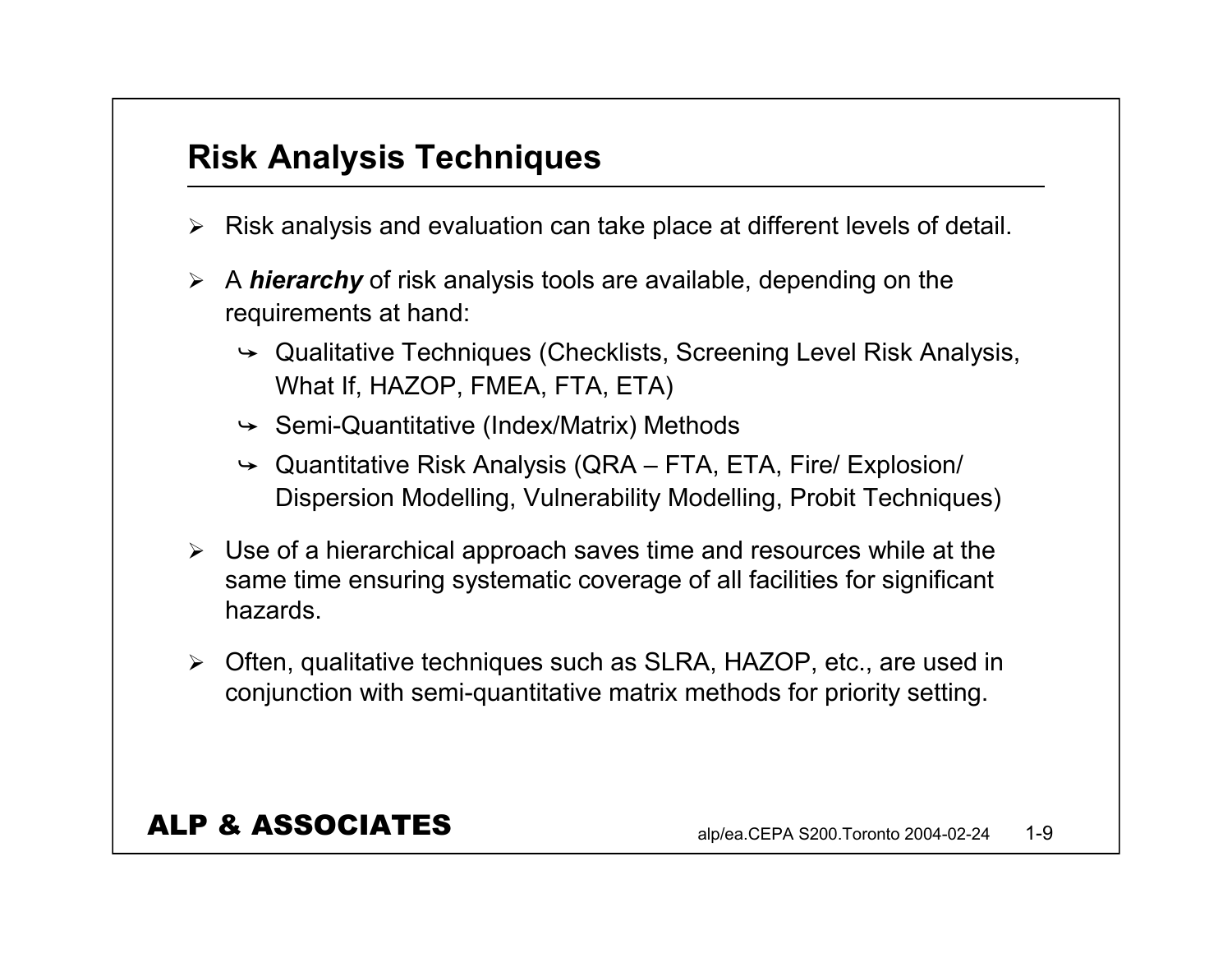## Risk Analysis Techniques

- Risk analysis and evaluation can take place at different levels of detail.
- A ***hierarchy*** of risk analysis tools are available, depending on the requirements at hand:
  - Qualitative Techniques (Checklists, Screening Level Risk Analysis, What If, HAZOP, FMEA, FTA, ETA)
  - Semi-Quantitative (Index/Matrix) Methods
  - Quantitative Risk Analysis (QRA – FTA, ETA, Fire/ Explosion/ Dispersion Modelling, Vulnerability Modelling, Probit Techniques)
- Use of a hierarchical approach saves time and resources while at the same time ensuring systematic coverage of all facilities for significant hazards.
- Often, qualitative techniques such as SLRA, HAZOP, etc., are used in conjunction with semi-quantitative matrix methods for priority setting.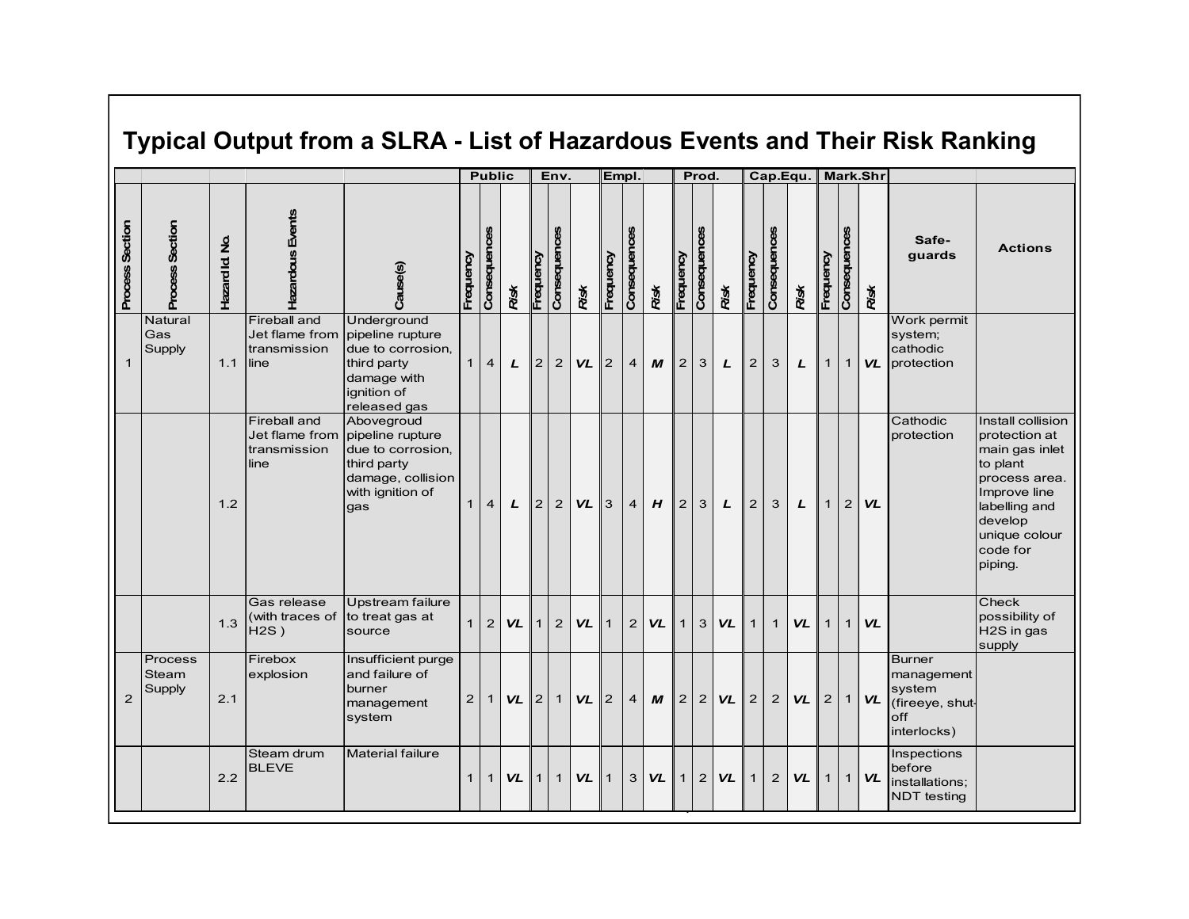## Typical Output from a SLRA - List of Hazardous Events and Their Risk Ranking

| | | | | | Public | | | Env. | | | Empl. | | | Prod. | | | Cap.Equ. | | | Mark.Shr | | | | |
|---|---|---|---|---|---|---|---|---|---|---|---|---|---|---|---|---|---|---|---|---|---|---|---|---|
| Process Section | Process Section | Hazard Id. No. | Hazardous Events | Cause(s) | Frequency | Consequences | Risk | Frequency | Consequences | Risk | Frequency | Consequences | Risk | Frequency | Consequences | Risk | Frequency | Consequences | Risk | Frequency | Consequences | Risk | Safe-guards | Actions |
| 1 | Natural Gas Supply | 1.1 | Fireball and Jet flame from transmission line | Underground pipeline rupture due to corrosion, third party damage with ignition of released gas | 1 | 4 | ***L*** | 2 | 2 | ***VL*** | 2 | 4 | ***M*** | 2 | 3 | ***L*** | 2 | 3 | ***L*** | 1 | 1 | ***VL*** | Work permit system; cathodic protection | |
| | | 1.2 | Fireball and Jet flame from transmission line | Abovegroud pipeline rupture due to corrosion, third party damage, collision with ignition of gas | 1 | 4 | ***L*** | 2 | 2 | ***VL*** | 3 | 4 | ***H*** | 2 | 3 | ***L*** | 2 | 3 | ***L*** | 1 | 2 | ***VL*** | Cathodic protection | Install collision protection at main gas inlet to plant process area. Improve line labelling and develop unique colour code for piping. |
| | | 1.3 | Gas release (with traces of $H_2S$ ) | Upstream failure to treat gas at source | 1 | 2 | ***VL*** | 1 | 2 | ***VL*** | 1 | 2 | ***VL*** | 1 | 3 | ***VL*** | 1 | 1 | ***VL*** | 1 | 1 | ***VL*** | | Check possibility of $H_2S$ in gas supply |
| 2 | Process Steam Supply | 2.1 | Firebox explosion | Insufficient purge and failure of burner management system | 2 | 1 | ***VL*** | 2 | 1 | ***VL*** | 2 | 4 | ***M*** | 2 | 2 | ***VL*** | 2 | 2 | ***VL*** | 2 | 1 | ***VL*** | Burner management system (fireeye, shut-off interlocks) | |
| | | 2.2 | Steam drum BLEVE | Material failure | 1 | 1 | ***VL*** | 1 | 1 | ***VL*** | 1 | 3 | ***VL*** | 1 | 2 | ***VL*** | 1 | 2 | ***VL*** | 1 | 1 | ***VL*** | Inspections before installations; NDT testing | |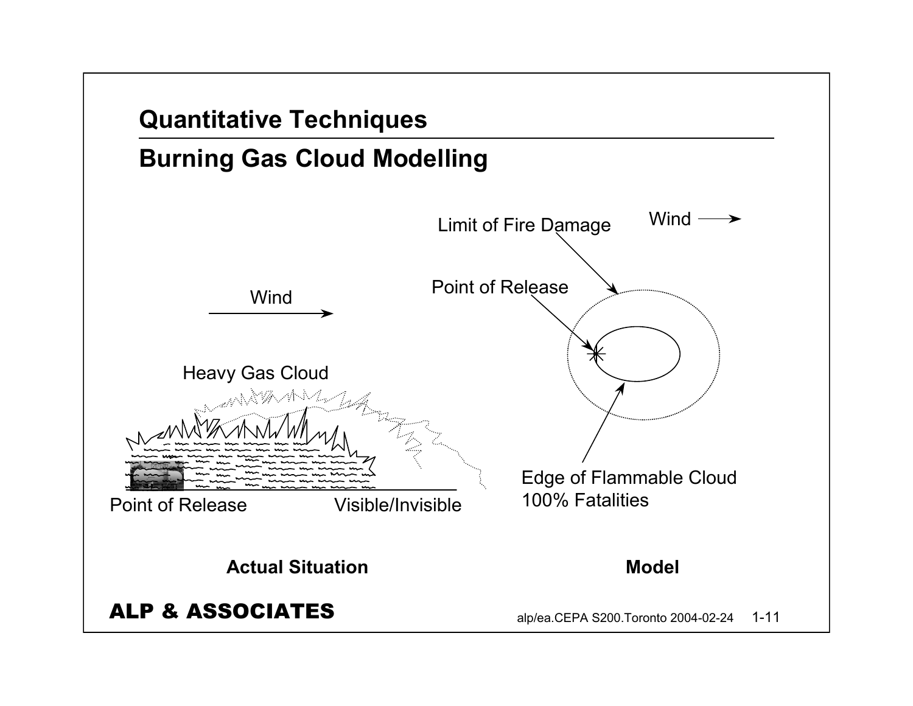## Quantitative Techniques

## Burning Gas Cloud Modelling

Wind

Heavy Gas Cloud

Point of Release

Visible/Invisible

**Actual Situation**

Limit of Fire Damage

Wind

Point of Release

Edge of Flammable Cloud
100% Fatalities

**Model**

**ALP & ASSOCIATES**

alp/ea.CEPA S200.Toronto 2004-02-24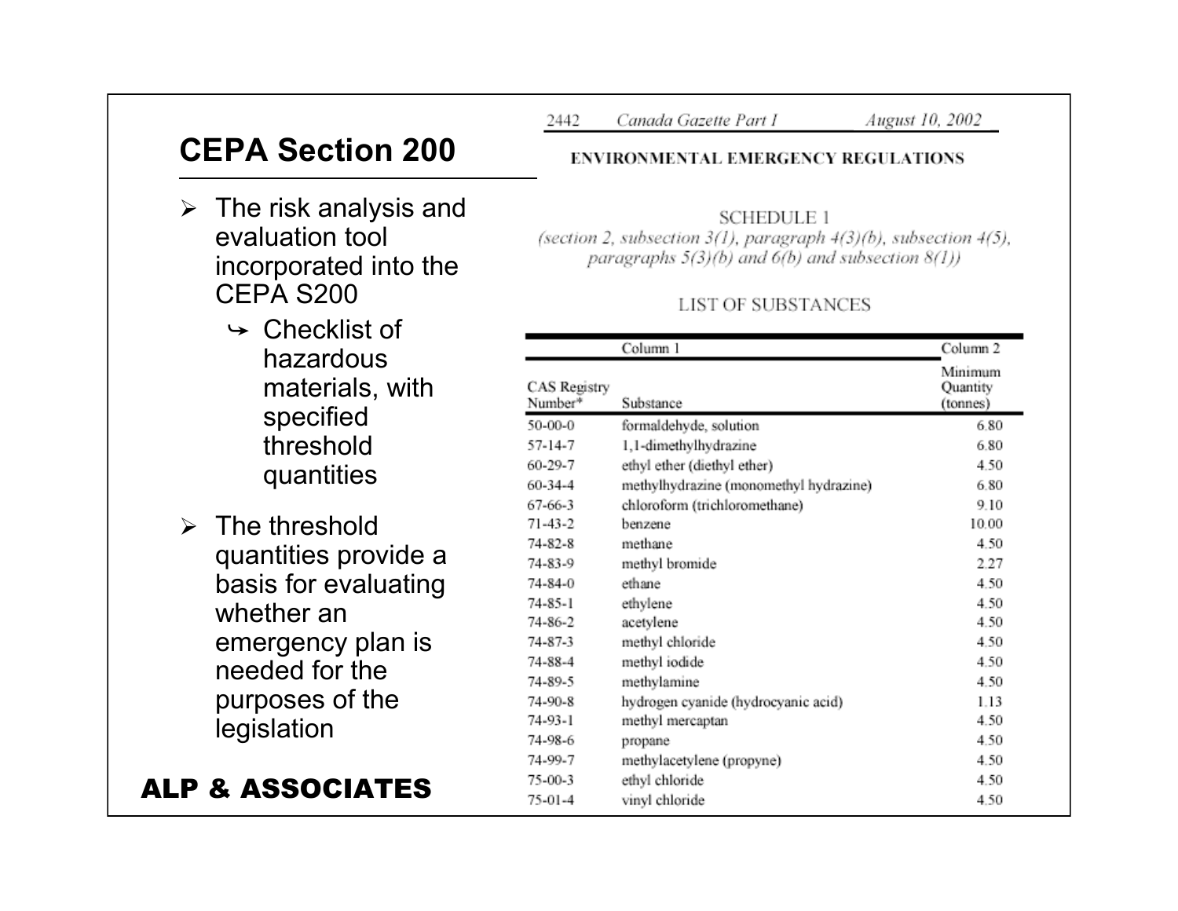## CEPA Section 200

- The risk analysis and evaluation tool incorporated into the CEPA S200
  - Checklist of hazardous materials, with specified threshold quantities
- The threshold quantities provide a basis for evaluating whether an emergency plan is needed for the purposes of the legislation

**ALP & ASSOCIATES**

2442 *Canada Gazette Part I* *August 10, 2002*

ENVIRONMENTAL EMERGENCY REGULATIONS

SCHEDULE 1
*(section 2, subsection 3(1), paragraph 4(3)(b), subsection 4(5), paragraphs 5(3)(b) and 6(b) and subsection 8(1))*

LIST OF SUBSTANCES

| | Column 1 | Column 2 |
|---|---|---|
| CAS Registry Number* | Substance | Minimum Quantity (tonnes) |
| 50-00-0 | formaldehyde, solution | 6.80 |
| 57-14-7 | 1,1-dimethylhydrazine | 6.80 |
| 60-29-7 | ethyl ether (diethyl ether) | 4.50 |
| 60-34-4 | methylhydrazine (monomethyl hydrazine) | 6.80 |
| 67-66-3 | chloroform (trichloromethane) | 9.10 |
| 71-43-2 | benzene | 10.00 |
| 74-82-8 | methane | 4.50 |
| 74-83-9 | methyl bromide | 2.27 |
| 74-84-0 | ethane | 4.50 |
| 74-85-1 | ethylene | 4.50 |
| 74-86-2 | acetylene | 4.50 |
| 74-87-3 | methyl chloride | 4.50 |
| 74-88-4 | methyl iodide | 4.50 |
| 74-89-5 | methylamine | 4.50 |
| 74-90-8 | hydrogen cyanide (hydrocyanic acid) | 1.13 |
| 74-93-1 | methyl mercaptan | 4.50 |
| 74-98-6 | propane | 4.50 |
| 74-99-7 | methylacetylene (propyne) | 4.50 |
| 75-00-3 | ethyl chloride | 4.50 |
| 75-01-4 | vinyl chloride | 4.50 |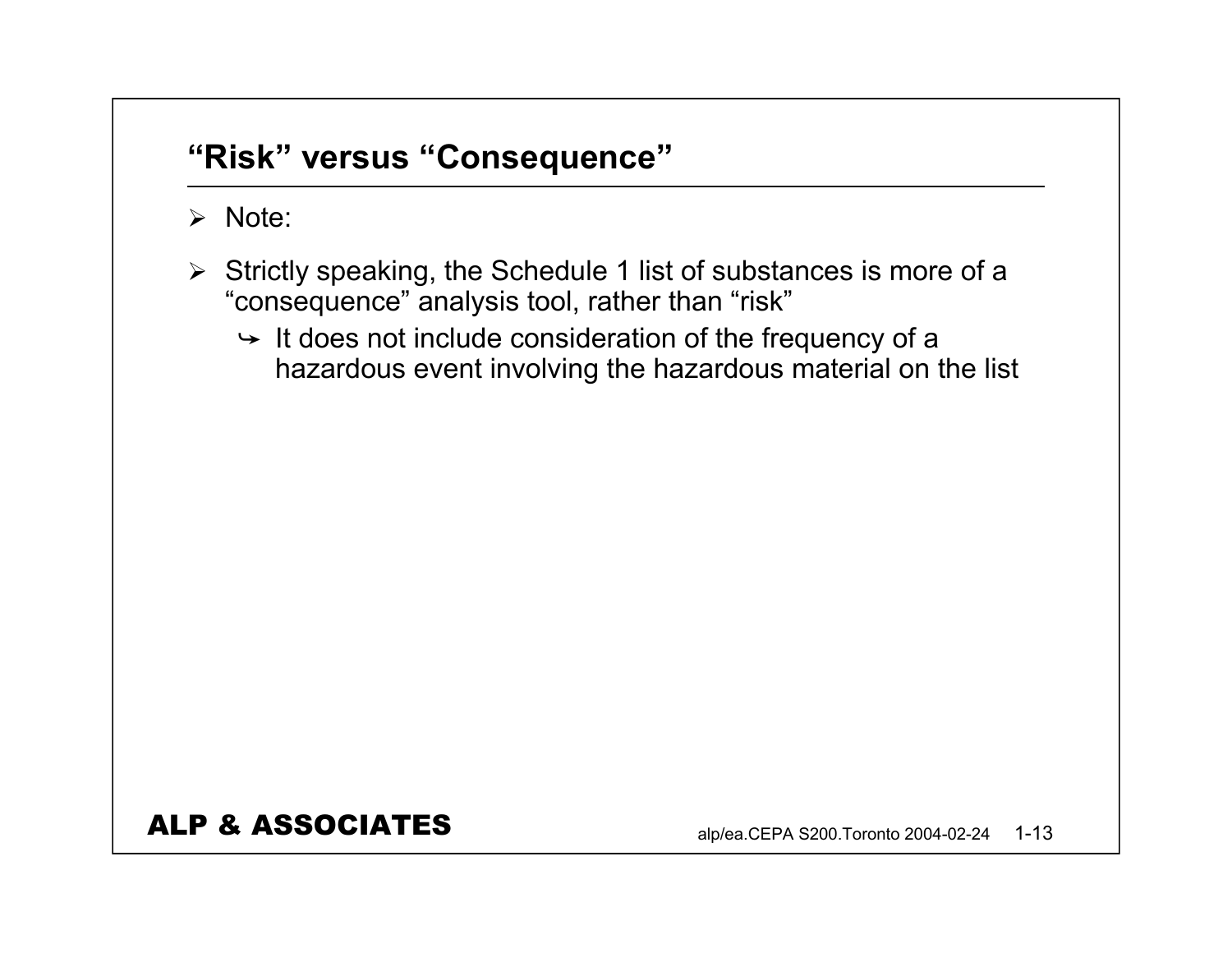## "Risk" versus "Consequence"

- Note:
- Strictly speaking, the Schedule 1 list of substances is more of a "consequence" analysis tool, rather than "risk"
  - It does not include consideration of the frequency of a hazardous event involving the hazardous material on the list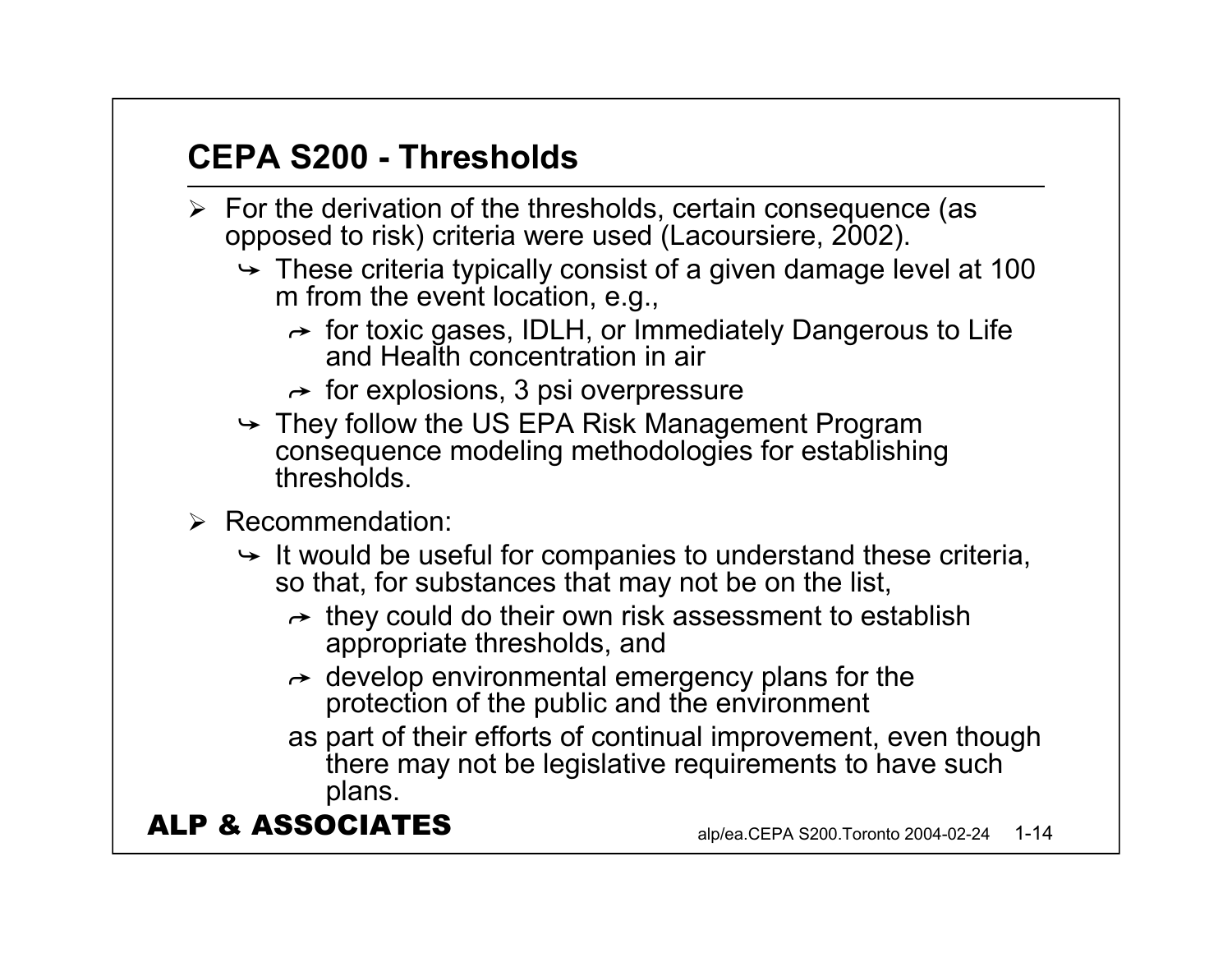## CEPA S200 - Thresholds

- For the derivation of the thresholds, certain consequence (as opposed to risk) criteria were used (Lacoursiere, 2002).
  - These criteria typically consist of a given damage level at 100 m from the event location, e.g.,
    - for toxic gases, IDLH, or Immediately Dangerous to Life and Health concentration in air
    - for explosions, 3 psi overpressure
  - They follow the US EPA Risk Management Program consequence modeling methodologies for establishing thresholds.
- Recommendation:
  - It would be useful for companies to understand these criteria, so that, for substances that may not be on the list,
    - they could do their own risk assessment to establish appropriate thresholds, and
    - develop environmental emergency plans for the protection of the public and the environment

    as part of their efforts of continual improvement, even though there may not be legislative requirements to have such plans.

**ALP & ASSOCIATES**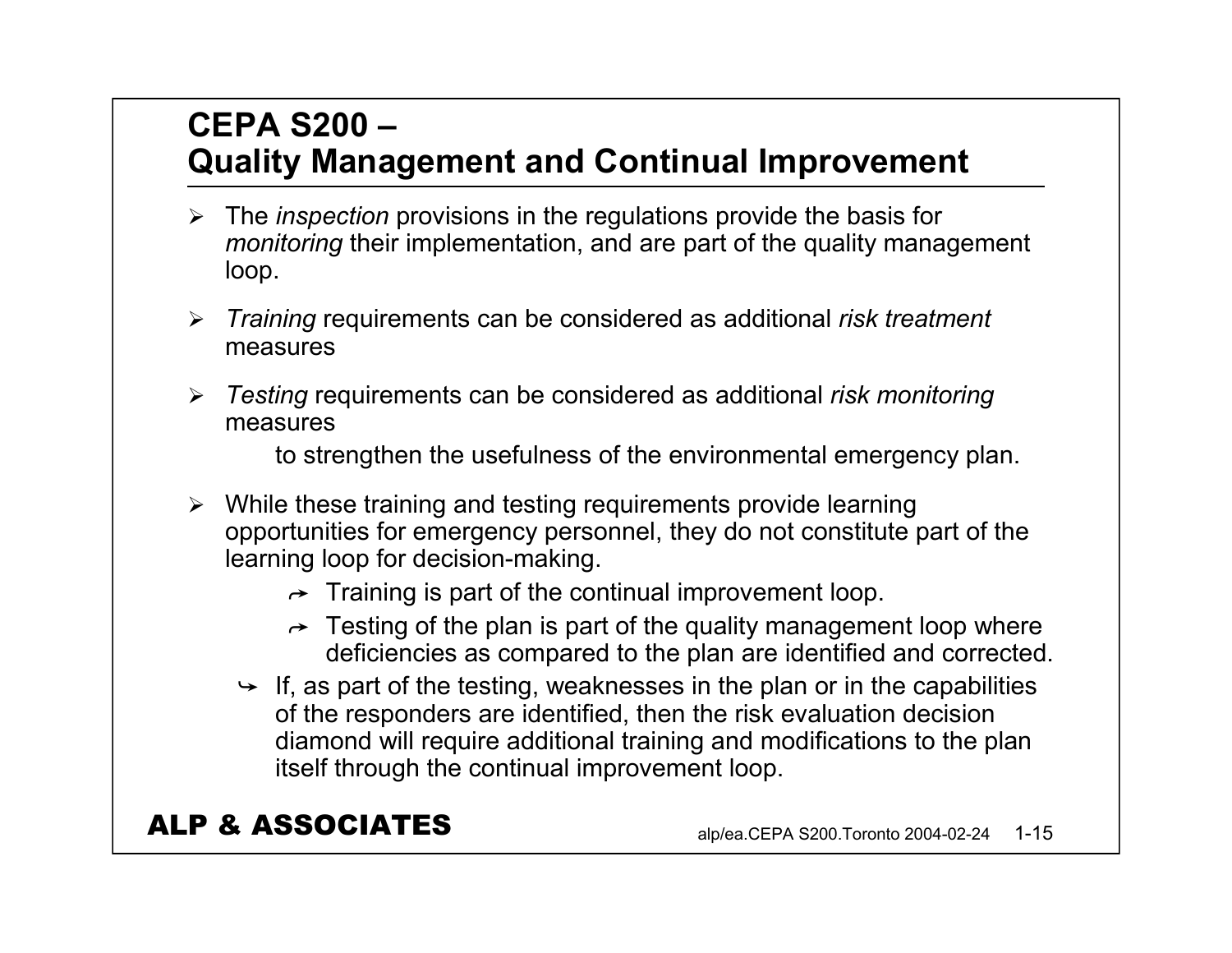# CEPA S200 – Quality Management and Continual Improvement

- The *inspection* provisions in the regulations provide the basis for *monitoring* their implementation, and are part of the quality management loop.
- *Training* requirements can be considered as additional *risk treatment* measures
- *Testing* requirements can be considered as additional *risk monitoring* measures

  to strengthen the usefulness of the environmental emergency plan.

- While these training and testing requirements provide learning opportunities for emergency personnel, they do not constitute part of the learning loop for decision-making.
  - Training is part of the continual improvement loop.
  - Testing of the plan is part of the quality management loop where deficiencies as compared to the plan are identified and corrected.
  - If, as part of the testing, weaknesses in the plan or in the capabilities of the responders are identified, then the risk evaluation decision diamond will require additional training and modifications to the plan itself through the continual improvement loop.

**ALP & ASSOCIATES**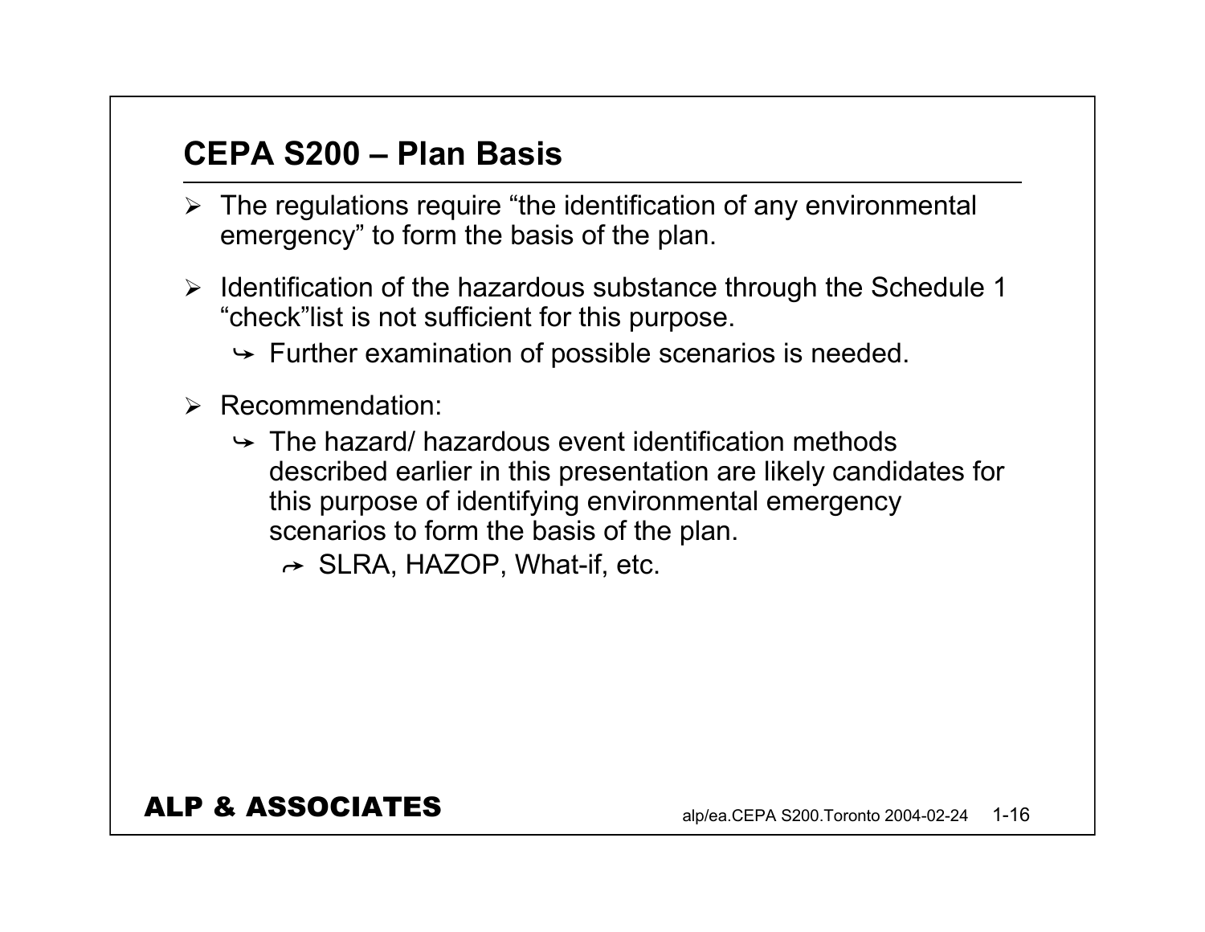## CEPA S200 – Plan Basis

- The regulations require "the identification of any environmental emergency" to form the basis of the plan.
- Identification of the hazardous substance through the Schedule 1 "check"list is not sufficient for this purpose.
  - Further examination of possible scenarios is needed.
- Recommendation:
  - The hazard/ hazardous event identification methods described earlier in this presentation are likely candidates for this purpose of identifying environmental emergency scenarios to form the basis of the plan.
    - SLRA, HAZOP, What-if, etc.

**ALP & ASSOCIATES**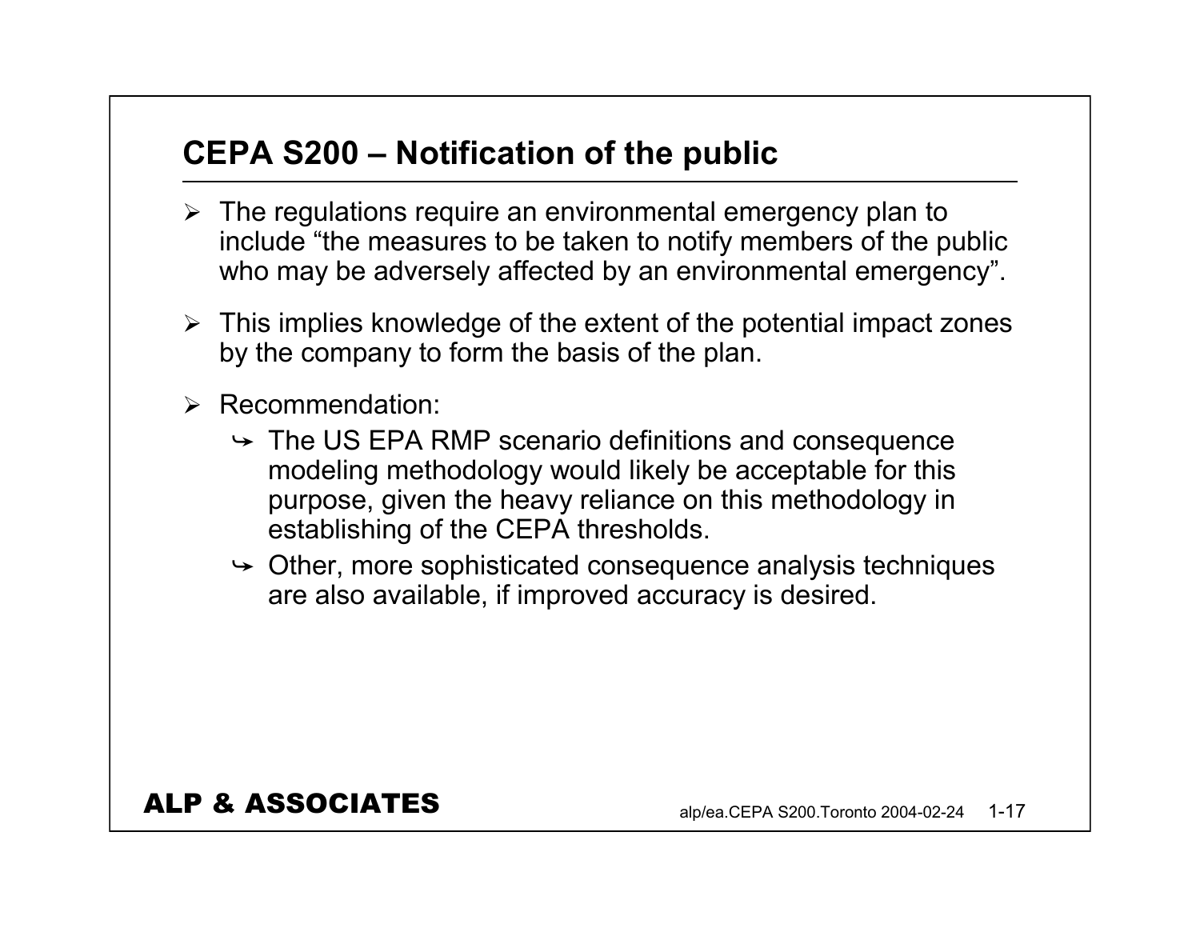## CEPA S200 – Notification of the public

- The regulations require an environmental emergency plan to include “the measures to be taken to notify members of the public who may be adversely affected by an environmental emergency”.
- This implies knowledge of the extent of the potential impact zones by the company to form the basis of the plan.
- Recommendation:
  - The US EPA RMP scenario definitions and consequence modeling methodology would likely be acceptable for this purpose, given the heavy reliance on this methodology in establishing of the CEPA thresholds.
  - Other, more sophisticated consequence analysis techniques are also available, if improved accuracy is desired.

**ALP & ASSOCIATES**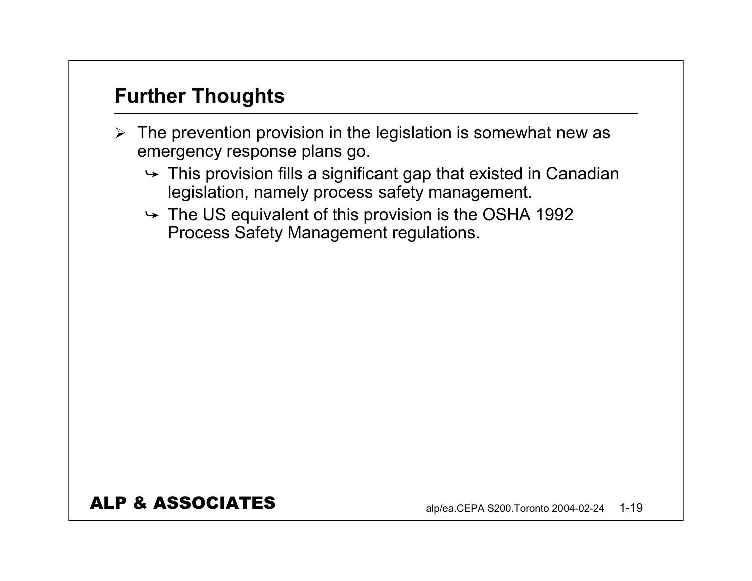## Further Thoughts

- The prevention provision in the legislation is somewhat new as emergency response plans go.
  - This provision fills a significant gap that existed in Canadian legislation, namely process safety management.
  - The US equivalent of this provision is the OSHA 1992 Process Safety Management regulations.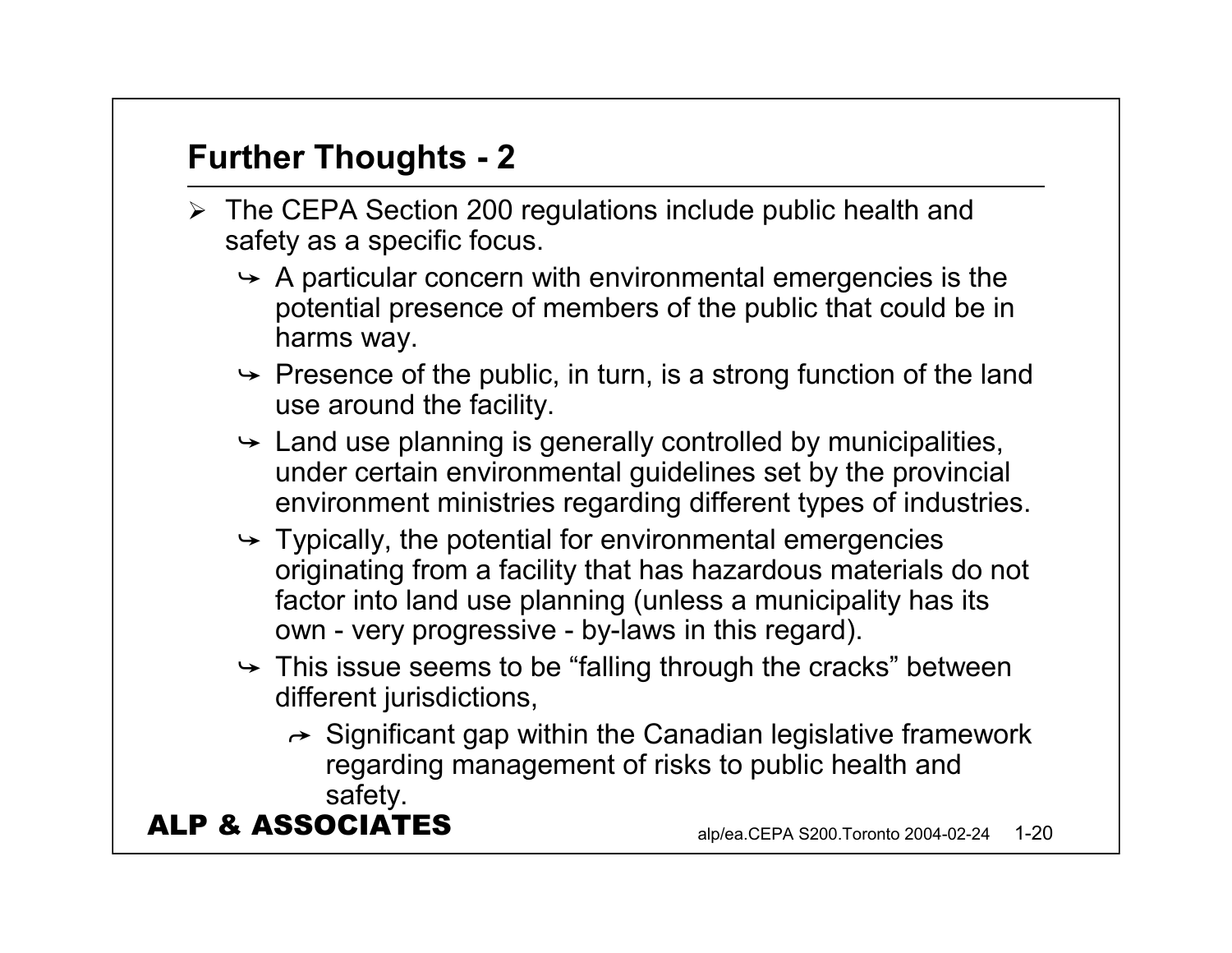## Further Thoughts - 2

- The CEPA Section 200 regulations include public health and safety as a specific focus.
  - A particular concern with environmental emergencies is the potential presence of members of the public that could be in harms way.
  - Presence of the public, in turn, is a strong function of the land use around the facility.
  - Land use planning is generally controlled by municipalities, under certain environmental guidelines set by the provincial environment ministries regarding different types of industries.
  - Typically, the potential for environmental emergencies originating from a facility that has hazardous materials do not factor into land use planning (unless a municipality has its own - very progressive - by-laws in this regard).
  - This issue seems to be “falling through the cracks” between different jurisdictions,
    - Significant gap within the Canadian legislative framework regarding management of risks to public health and safety.

**ALP & ASSOCIATES**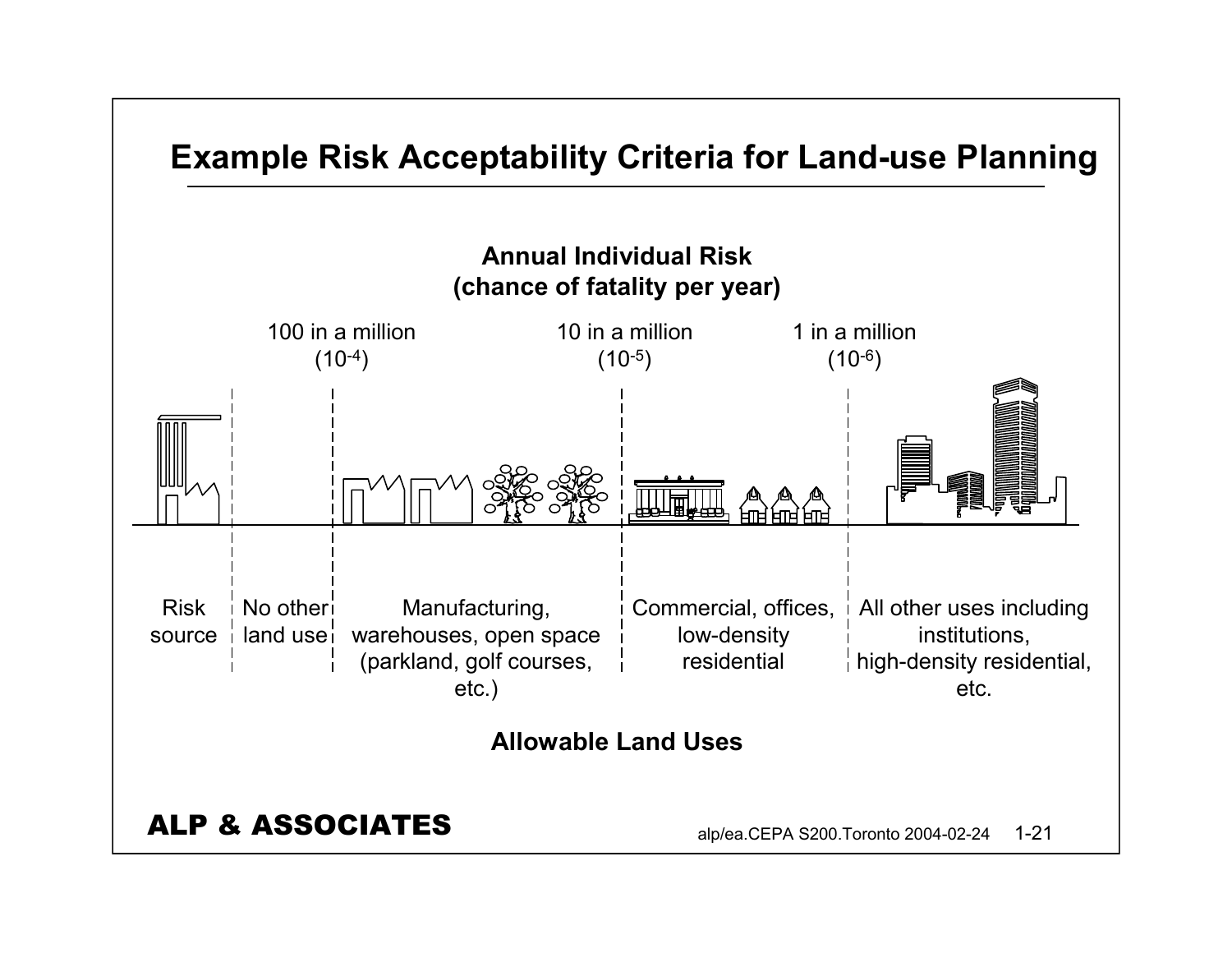# Example Risk Acceptability Criteria for Land-use Planning

**Annual Individual Risk (chance of fatality per year)**

| Risk source | No other land use | Manufacturing, warehouses, open space (parkland, golf courses, etc.) | Commercial, offices, low-density residential | All other uses including institutions, high-density residential, etc. |
|---|---|---|---|---|
| | 100 in a million ($10^{-4}$) | | 10 in a million ($10^{-5}$) | 1 in a million ($10^{-6}$) |

**Allowable Land Uses**

**ALP & ASSOCIATES**

alp/ea.CEPA S200.Toronto 2004-02-24 1-21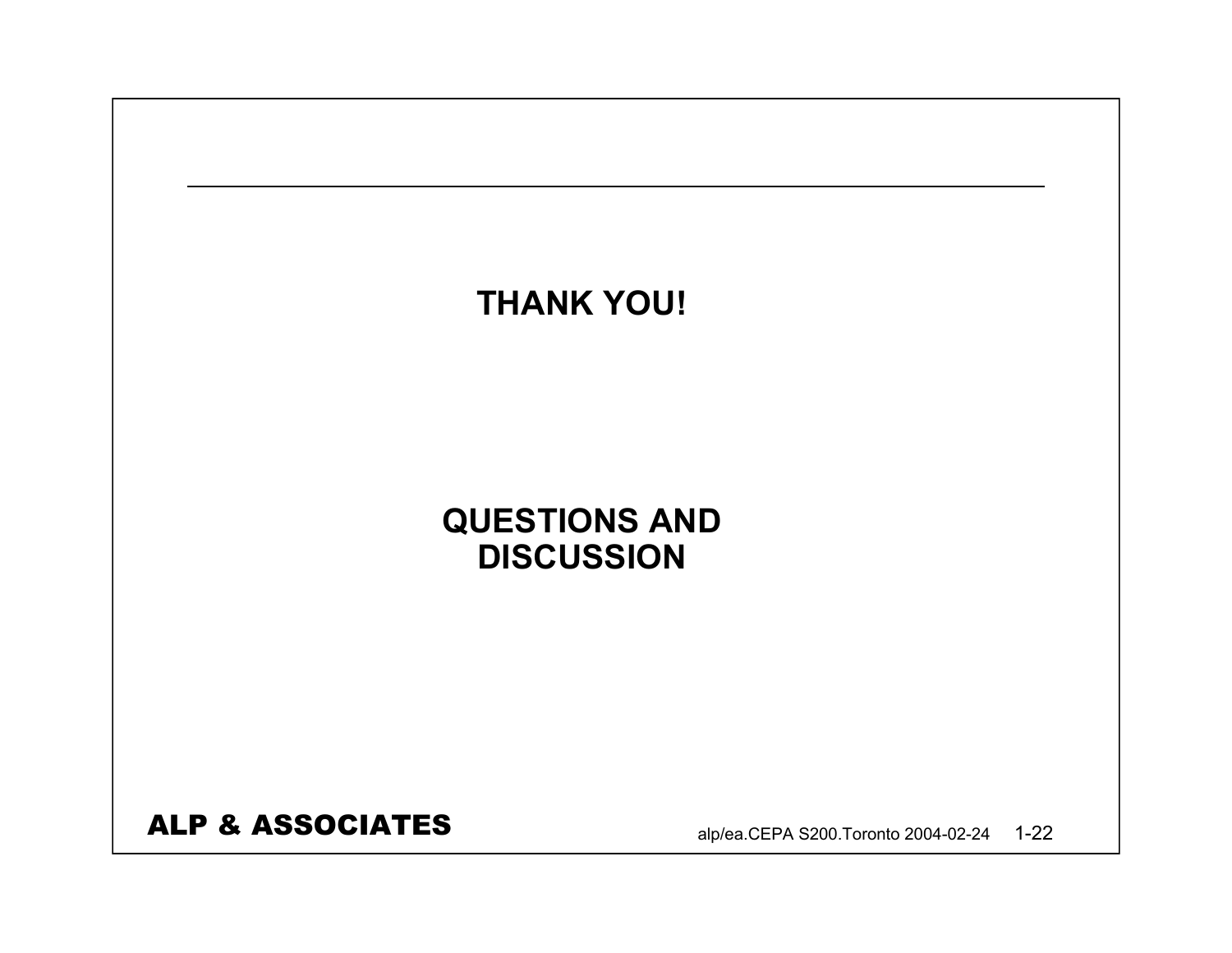**THANK YOU!**

**QUESTIONS AND DISCUSSION**